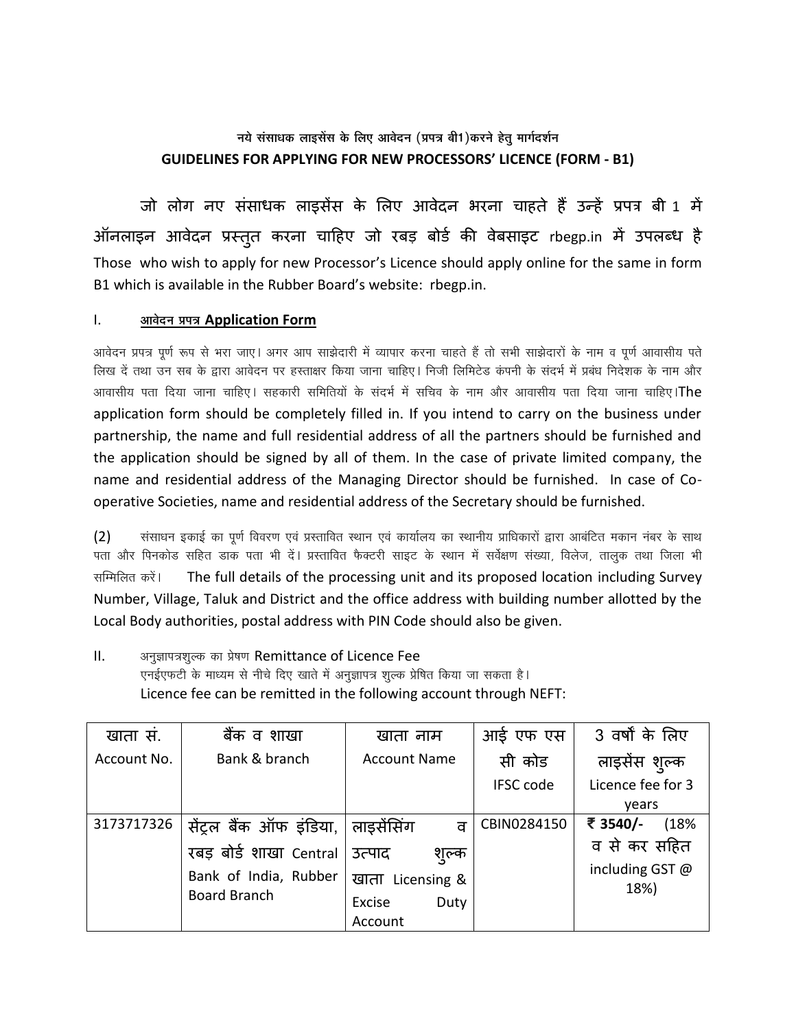## नये संसाधक लाइसेंस के लिए आवेदन (प्रपत्र बी1)करने हेतु मार्गदर्शन
## GUIDELINES FOR APPLYING FOR NEW PROCESSORS' LICENCE (FORM - B1)

जो लोग नए संसाधक लाइसेंस के लिए आवेदन भरना चाहते हैं उन्हें प्रपत्र बी 1 में ऑनलाइन आवेदन प्रस्तुत करना चाहिए जो रबड़ बोर्ड की वेबसाइट rbegp.in में उपलब्ध है
Those who wish to apply for new Processor's Licence should apply online for the same in form B1 which is available in the Rubber Board's website: rbegp.in.

I. **आवेदन प्रपत्र Application Form**

आवेदन प्रपत्र पूर्ण रूप से भरा जाए। अगर आप साझेदारी में व्यापार करना चाहते हैं तो सभी साझेदारों के नाम व पूर्ण आवासीय पते लिख दें तथा उन सब के द्वारा आवेदन पर हस्ताक्षर किया जाना चाहिए। निजी लिमिटेड कंपनी के संदर्भ में प्रबंध निदेशक के नाम और आवासीय पता दिया जाना चाहिए। सहकारी समितियों के संदर्भ में सचिव के नाम और आवासीय पता दिया जाना चाहिए।The application form should be completely filled in. If you intend to carry on the business under partnership, the name and full residential address of all the partners should be furnished and the application should be signed by all of them. In the case of private limited company, the name and residential address of the Managing Director should be furnished. In case of Co-operative Societies, name and residential address of the Secretary should be furnished.

(2) संसाधन इकाई का पूर्ण विवरण एवं प्रस्तावित स्थान एवं कार्यालय का स्थानीय प्राधिकारों द्वारा आबंटित मकान नंबर के साथ पता और पिनकोड सहित डाक पता भी दें। प्रस्तावित फैक्टरी साइट के स्थान में सर्वेक्षण संख्या, विलेज, तालुक तथा जिला भी सम्मिलित करें। The full details of the processing unit and its proposed location including Survey Number, Village, Taluk and District and the office address with building number allotted by the Local Body authorities, postal address with PIN Code should also be given.

II. अनुज्ञापत्रशुल्क का प्रेषण Remittance of Licence Fee
एनईएफटी के माध्यम से नीचे दिए खाते में अनुज्ञापत्र शुल्क प्रेषित किया जा सकता है।
Licence fee can be remitted in the following account through NEFT:

| खाता सं. Account No. | बैंक व शाखा Bank & branch | खाता नाम Account Name | आई एफ एस सी कोड IFSC code | 3 वर्षों के लिए लाइसेंस शुल्क Licence fee for 3 years |
|---|---|---|---|---|
| 3173717326 | सेंट्रल बैंक ऑफ इंडिया, रबड़ बोर्ड शाखा Central Bank of India, Rubber Board Branch | लाइसेंसिंग व उत्पाद शुल्क खाता Licensing & Excise Duty Account | CBIN0284150 | **₹ 3540/-** (18% व से कर सहित including GST @ 18%) |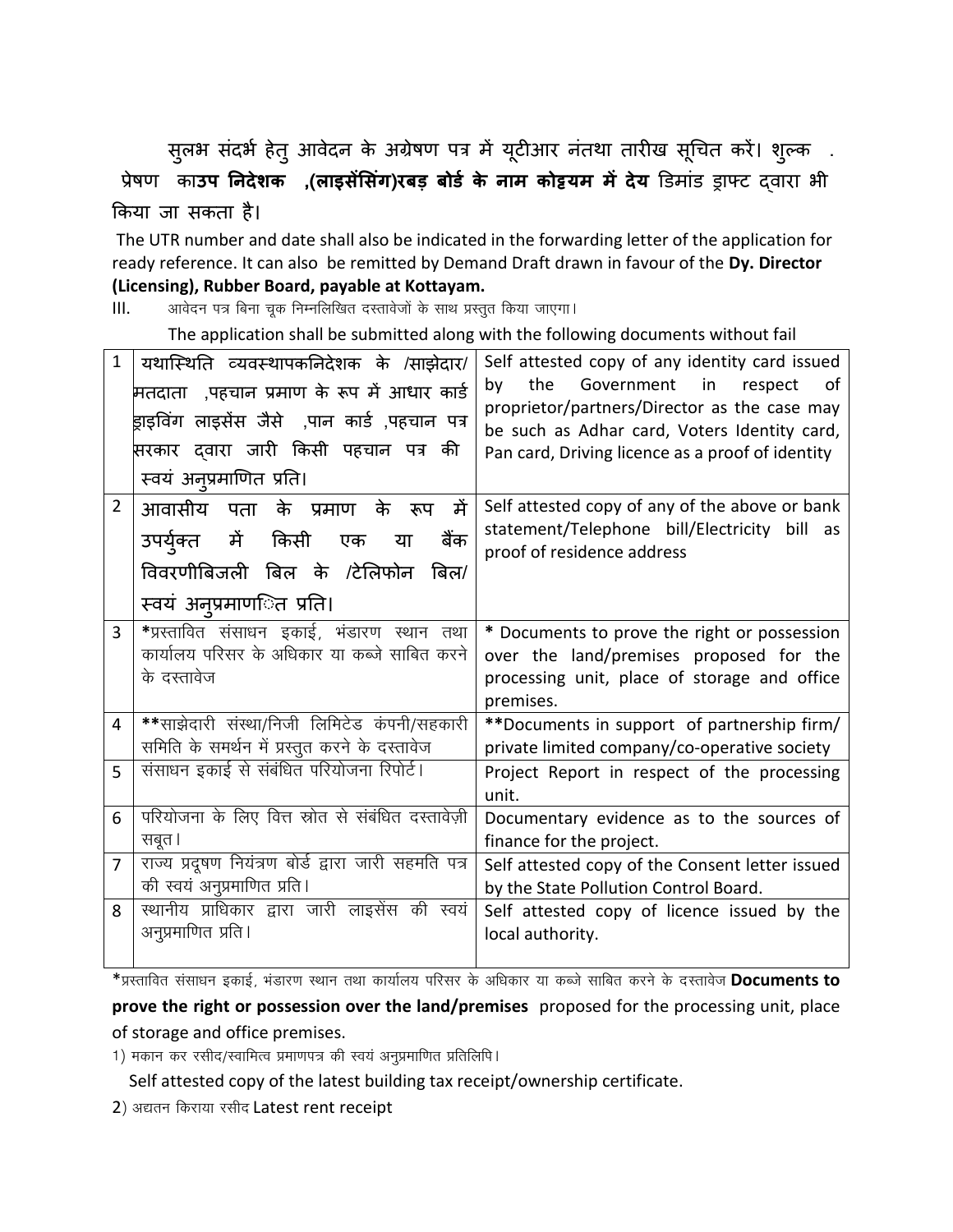सुलभ संदर्भ हेतु आवेदन के अग्रेषण पत्र में यूटीआर नंतथा तारीख सूचित करें। शुल्क . प्रेषण का**उप निदेशक ,(लाइसेंसिंग)रबड़ बोर्ड के नाम कोट्टयम में देय** डिमांड ड्राफ्ट द्वारा भी किया जा सकता है।

The UTR number and date shall also be indicated in the forwarding letter of the application for ready reference. It can also be remitted by Demand Draft drawn in favour of the **Dy. Director (Licensing), Rubber Board, payable at Kottayam.**

III. आवेदन पत्र बिना चूक निम्नलिखित दस्तावेजों के साथ प्रस्तुत किया जाएगा।

The application shall be submitted along with the following documents without fail

| | | |
|---|---|---|
| 1 | यथास्थिति व्यवस्थापकनिदेशक के /साझेदार/ मतदाता ,पहचान प्रमाण के रूप में आधार कार्ड ड्राइविंग लाइसेंस जैसे ,पान कार्ड ,पहचान पत्र सरकार द्वारा जारी किसी पहचान पत्र की स्वयं अनुप्रमाणित प्रति। | Self attested copy of any identity card issued by the Government in respect of proprietor/partners/Director as the case may be such as Adhar card, Voters Identity card, Pan card, Driving licence as a proof of identity |
| 2 | आवासीय पता के प्रमाण के रूप में उपर्युक्त में किसी एक या बैंक विवरणीबिजली बिल के /टेलिफोन बिल/ स्वयं अनुप्रमाणित प्रति। | Self attested copy of any of the above or bank statement/Telephone bill/Electricity bill as proof of residence address |
| 3 | *प्रस्तावित संसाधन इकाई, भंडारण स्थान तथा कार्यालय परिसर के अधिकार या कब्जे साबित करने के दस्तावेज | * Documents to prove the right or possession over the land/premises proposed for the processing unit, place of storage and office premises. |
| 4 | **साझेदारी संस्था/निजी लिमिटेड कंपनी/सहकारी समिति के समर्थन में प्रस्तुत करने के दस्तावेज | **Documents in support of partnership firm/ private limited company/co-operative society |
| 5 | संसाधन इकाई से संबंधित परियोजना रिपोर्ट। | Project Report in respect of the processing unit. |
| 6 | परियोजना के लिए वित्त स्रोत से संबंधित दस्तावेज़ी सबूत। | Documentary evidence as to the sources of finance for the project. |
| 7 | राज्य प्रदूषण नियंत्रण बोर्ड द्वारा जारी सहमति पत्र की स्वयं अनुप्रमाणित प्रति। | Self attested copy of the Consent letter issued by the State Pollution Control Board. |
| 8 | स्थानीय प्राधिकार द्वारा जारी लाइसेंस की स्वयं अनुप्रमाणित प्रति। | Self attested copy of licence issued by the local authority. |

*प्रस्तावित संसाधन इकाई, भंडारण स्थान तथा कार्यालय परिसर के अधिकार या कब्जे साबित करने के दस्तावेज **Documents to prove the right or possession over the land/premises** proposed for the processing unit, place of storage and office premises.

1) मकान कर रसीद/स्वामित्व प्रमाणपत्र की स्वयं अनुप्रमाणित प्रतिलिपि।

Self attested copy of the latest building tax receipt/ownership certificate.

2) अद्यतन किराया रसीद Latest rent receipt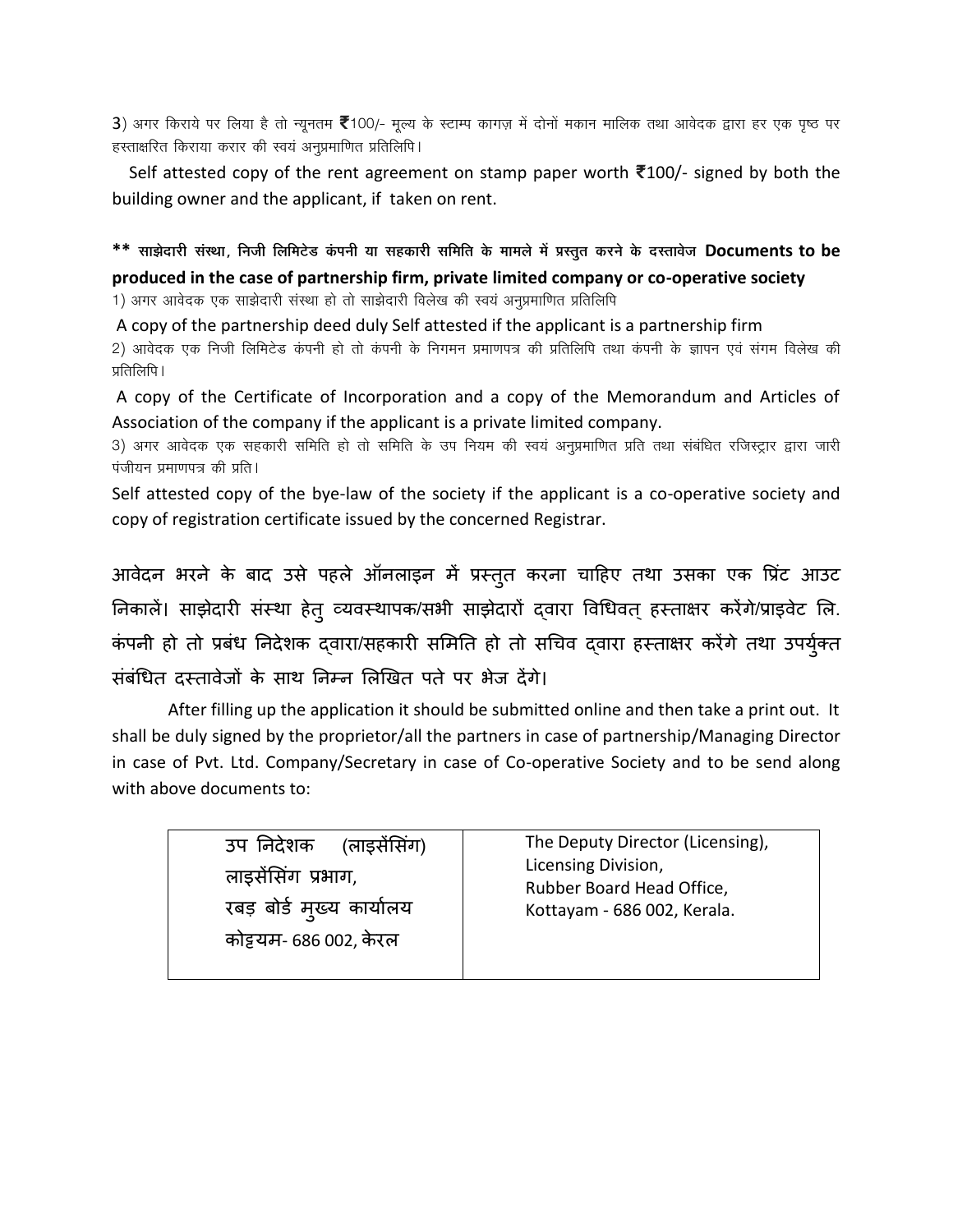3) अगर किराये पर लिया है तो न्यूनतम ₹100/- मूल्य के स्टाम्प कागज़ में दोनों मकान मालिक तथा आवेदक द्वारा हर एक पृष्ठ पर हस्ताक्षरित किराया करार की स्वयं अनुप्रमाणित प्रतिलिपि।

Self attested copy of the rent agreement on stamp paper worth ₹100/- signed by both the building owner and the applicant, if taken on rent.

**** साझेदारी संस्था, निजी लिमिटेड कंपनी या सहकारी समिति के मामले में प्रस्तुत करने के दस्तावेज Documents to be produced in the case of partnership firm, private limited company or co-operative society**

1) अगर आवेदक एक साझेदारी संस्था हो तो साझेदारी विलेख की स्वयं अनुप्रमाणित प्रतिलिपि

A copy of the partnership deed duly Self attested if the applicant is a partnership firm

2) आवेदक एक निजी लिमिटेड कंपनी हो तो कंपनी के निगमन प्रमाणपत्र की प्रतिलिपि तथा कंपनी के ज्ञापन एवं संगम विलेख की प्रतिलिपि।

A copy of the Certificate of Incorporation and a copy of the Memorandum and Articles of Association of the company if the applicant is a private limited company.

3) अगर आवेदक एक सहकारी समिति हो तो समिति के उप नियम की स्वयं अनुप्रमाणित प्रति तथा संबंधित रजिस्ट्रार द्वारा जारी पंजीयन प्रमाणपत्र की प्रति।

Self attested copy of the bye-law of the society if the applicant is a co-operative society and copy of registration certificate issued by the concerned Registrar.

आवेदन भरने के बाद उसे पहले ऑनलाइन में प्रस्तुत करना चाहिए तथा उसका एक प्रिंट आउट निकालें। साझेदारी संस्था हेतु व्यवस्थापक/सभी साझेदारों द्वारा विधिवत् हस्ताक्षर करेंगे/प्राइवेट लि. कंपनी हो तो प्रबंध निदेशक द्वारा/सहकारी समिति हो तो सचिव द्वारा हस्ताक्षर करेंगे तथा उपर्युक्त संबंधित दस्तावेजों के साथ निम्न लिखित पते पर भेज देंगे।

After filling up the application it should be submitted online and then take a print out. It shall be duly signed by the proprietor/all the partners in case of partnership/Managing Director in case of Pvt. Ltd. Company/Secretary in case of Co-operative Society and to be send along with above documents to:

| उप निदेशक (लाइसेंसिंग)<br>लाइसेंसिंग प्रभाग,<br>रबड़ बोर्ड मुख्य कार्यालय<br>कोट्टयम- 686 002, केरल | The Deputy Director (Licensing),<br>Licensing Division,<br>Rubber Board Head Office,<br>Kottayam - 686 002, Kerala. |
|---|---|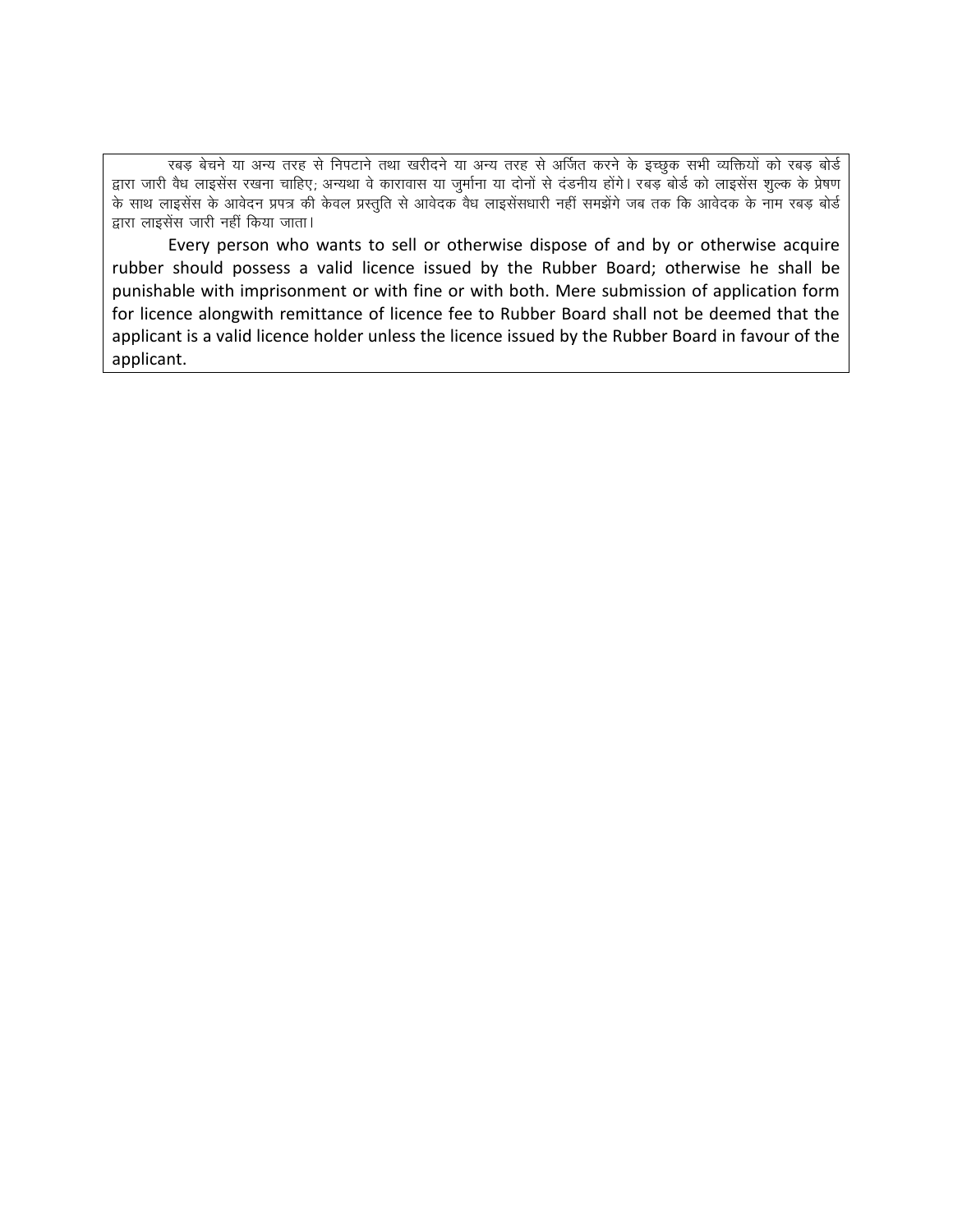रबड़ बेचने या अन्य तरह से निपटाने तथा खरीदने या अन्य तरह से अर्जित करने के इच्छुक सभी व्यक्तियों को रबड़ बोर्ड द्वारा जारी वैध लाइसेंस रखना चाहिए; अन्यथा वे कारावास या जुर्माना या दोनों से दंडनीय होंगे। रबड़ बोर्ड को लाइसेंस शुल्क के प्रेषण के साथ लाइसेंस के आवेदन प्रपत्र की केवल प्रस्तुति से आवेदक वैध लाइसेंसधारी नहीं समझेंगे जब तक कि आवेदक के नाम रबड़ बोर्ड द्वारा लाइसेंस जारी नहीं किया जाता।

Every person who wants to sell or otherwise dispose of and by or otherwise acquire rubber should possess a valid licence issued by the Rubber Board; otherwise he shall be punishable with imprisonment or with fine or with both. Mere submission of application form for licence alongwith remittance of licence fee to Rubber Board shall not be deemed that the applicant is a valid licence holder unless the licence issued by the Rubber Board in favour of the applicant.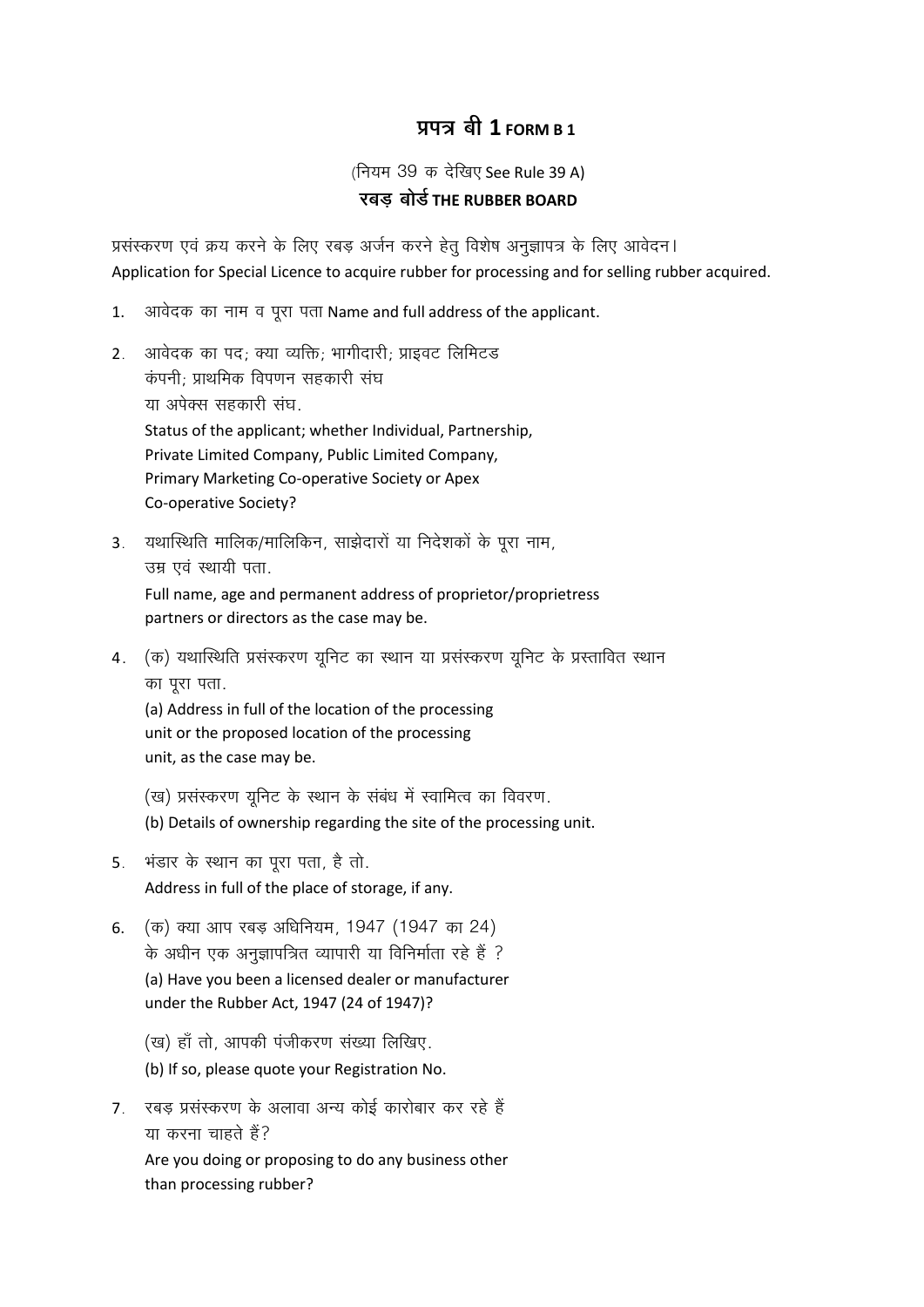# प्रपत्र बी 1 FORM B 1

(नियम 39 क देखिए See Rule 39 A)

**रबड़ बोर्ड THE RUBBER BOARD**

प्रसंस्करण एवं क्रय करने के लिए रबड़ अर्जन करने हेतु विशेष अनुज्ञापत्र के लिए आवेदन।
Application for Special Licence to acquire rubber for processing and for selling rubber acquired.

1. आवेदक का नाम व पूरा पता Name and full address of the applicant.

2. आवेदक का पद; क्या व्यक्ति; भागीदारी; प्राइवट लिमिटड कंपनी; प्राथमिक विपणन सहकारी संघ या अपेक्स सहकारी संघ.
   Status of the applicant; whether Individual, Partnership, Private Limited Company, Public Limited Company, Primary Marketing Co-operative Society or Apex Co-operative Society?

3. यथास्थिति मालिक/मालिकिन, साझेदारों या निदेशकों के पूरा नाम, उम्र एवं स्थायी पता.
   Full name, age and permanent address of proprietor/proprietress partners or directors as the case may be.

4. (क) यथास्थिति प्रसंस्करण यूनिट का स्थान या प्रसंस्करण यूनिट के प्रस्तावित स्थान का पूरा पता.
   (a) Address in full of the location of the processing unit or the proposed location of the processing unit, as the case may be.

   (ख) प्रसंस्करण यूनिट के स्थान के संबंध में स्वामित्व का विवरण.
   (b) Details of ownership regarding the site of the processing unit.

5. भंडार के स्थान का पूरा पता, है तो.
   Address in full of the place of storage, if any.

6. (क) क्या आप रबड़ अधिनियम, 1947 (1947 का 24) के अधीन एक अनुज्ञापत्रित व्यापारी या विनिर्माता रहे हैं ?
   (a) Have you been a licensed dealer or manufacturer under the Rubber Act, 1947 (24 of 1947)?

   (ख) हाँ तो, आपकी पंजीकरण संख्या लिखिए.
   (b) If so, please quote your Registration No.

7. रबड़ प्रसंस्करण के अलावा अन्य कोई कारोबार कर रहे हैं या करना चाहते हैं?
   Are you doing or proposing to do any business other than processing rubber?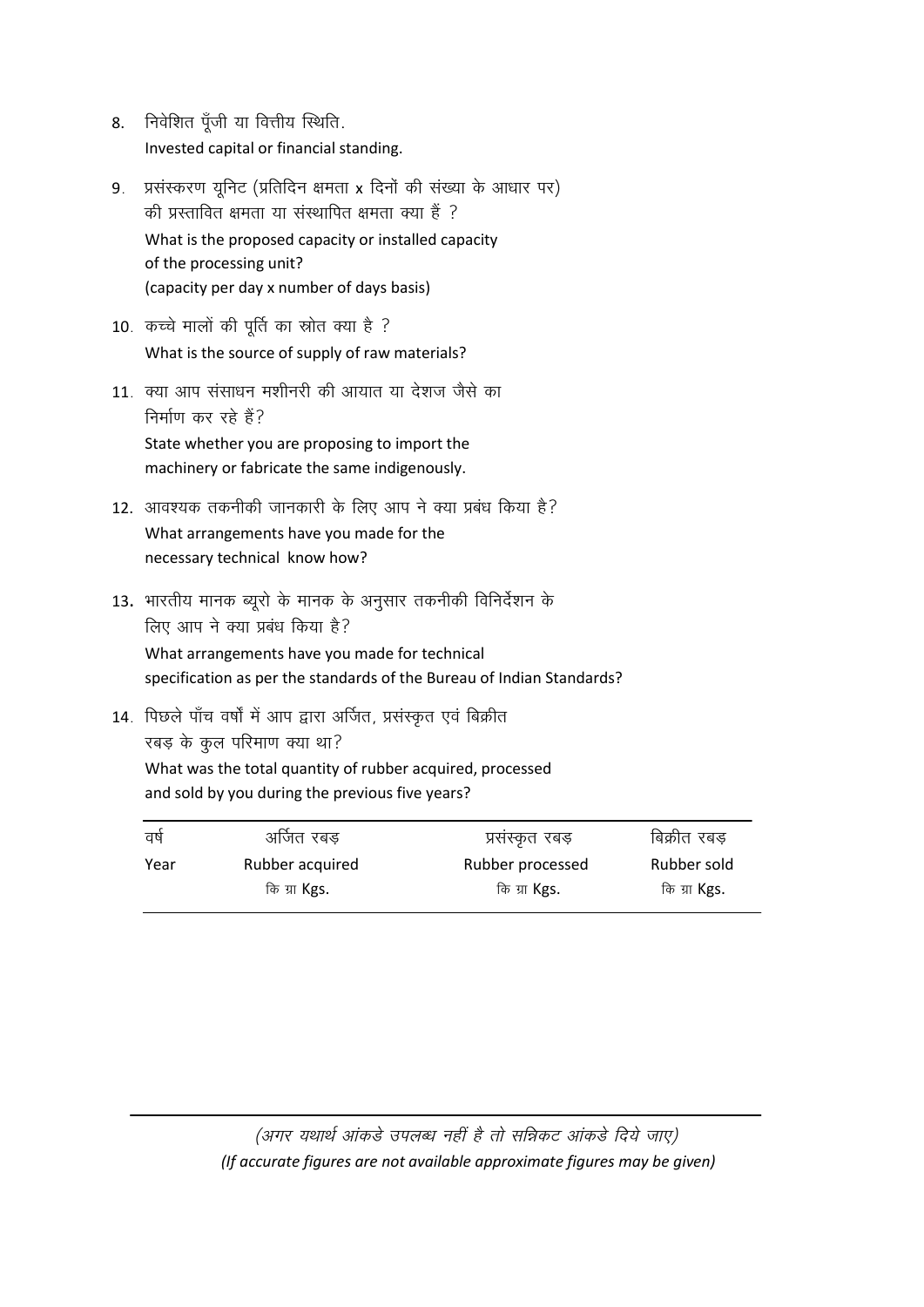8. निवेशित पूँजी या वित्तीय स्थिति.
   Invested capital or financial standing.

9. प्रसंस्करण यूनिट (प्रतिदिन क्षमता x दिनों की संख्या के आधार पर) की प्रस्तावित क्षमता या संस्थापित क्षमता क्या हैं ?
   What is the proposed capacity or installed capacity of the processing unit?
   (capacity per day x number of days basis)

10. कच्चे मालों की पूर्ति का स्रोत क्या है ?
    What is the source of supply of raw materials?

11. क्या आप संसाधन मशीनरी की आयात या देशज जैसे का निर्माण कर रहे हैं?
    State whether you are proposing to import the machinery or fabricate the same indigenously.

12. आवश्यक तकनीकी जानकारी के लिए आप ने क्या प्रबंध किया है?
    What arrangements have you made for the necessary technical know how?

13. भारतीय मानक ब्यूरो के मानक के अनुसार तकनीकी विनिर्देशन के लिए आप ने क्या प्रबंध किया है?
    What arrangements have you made for technical specification as per the standards of the Bureau of Indian Standards?

14. पिछले पाँच वर्षों में आप द्वारा अर्जित, प्रसंस्कृत एवं बिक्रीत रबड़ के कुल परिमाण क्या था?
    What was the total quantity of rubber acquired, processed and sold by you during the previous five years?

| वर्ष Year | अर्जित रबड़ Rubber acquired कि ग्रा Kgs. | प्रसंस्कृत रबड़ Rubber processed कि ग्रा Kgs. | बिक्रीत रबड़ Rubber sold कि ग्रा Kgs. |
|---|---|---|---|
| | | | |

*(अगर यथार्थ आंकडे उपलब्ध नहीं है तो सन्निकट आंकडे दिये जाए)*

*(If accurate figures are not available approximate figures may be given)*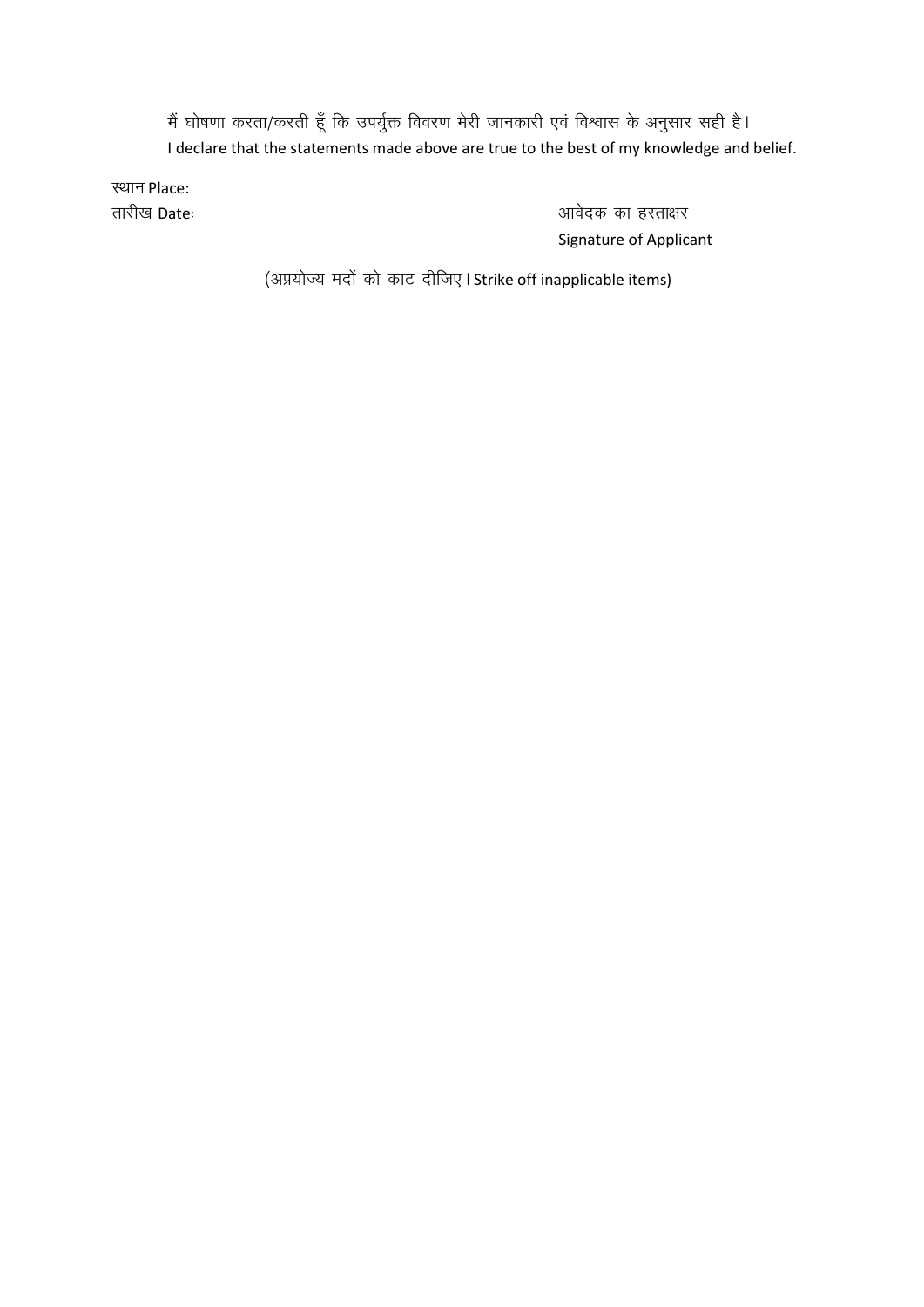मैं घोषणा करता/करती हूँ कि उपर्युक्त विवरण मेरी जानकारी एवं विश्वास के अनुसार सही है।
I declare that the statements made above are true to the best of my knowledge and belief.

स्थान Place:

तारीख Date:

आवेदक का हस्ताक्षर
Signature of Applicant

(अप्रयोज्य मदों को काट दीजिए। Strike off inapplicable items)